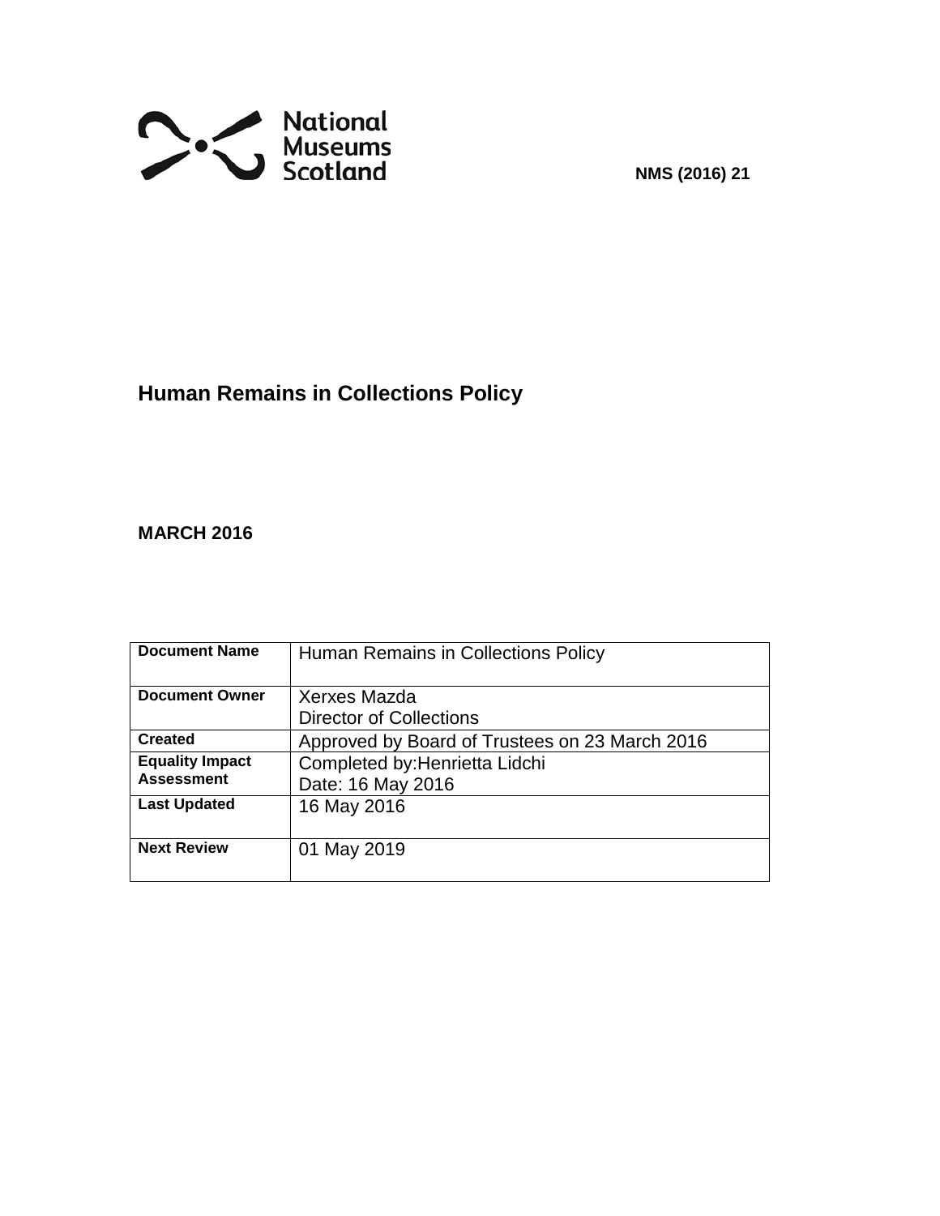National Museums Scotland

**NMS (2016) 21**

# Human Remains in Collections Policy

**MARCH 2016**

| Document Name | Human Remains in Collections Policy |
|---|---|
| **Document Owner** | Xerxes Mazda<br>Director of Collections |
| **Created** | Approved by Board of Trustees on 23 March 2016 |
| **Equality Impact Assessment** | Completed by:Henrietta Lidchi<br>Date: 16 May 2016 |
| **Last Updated** | 16 May 2016 |
| **Next Review** | 01 May 2019 |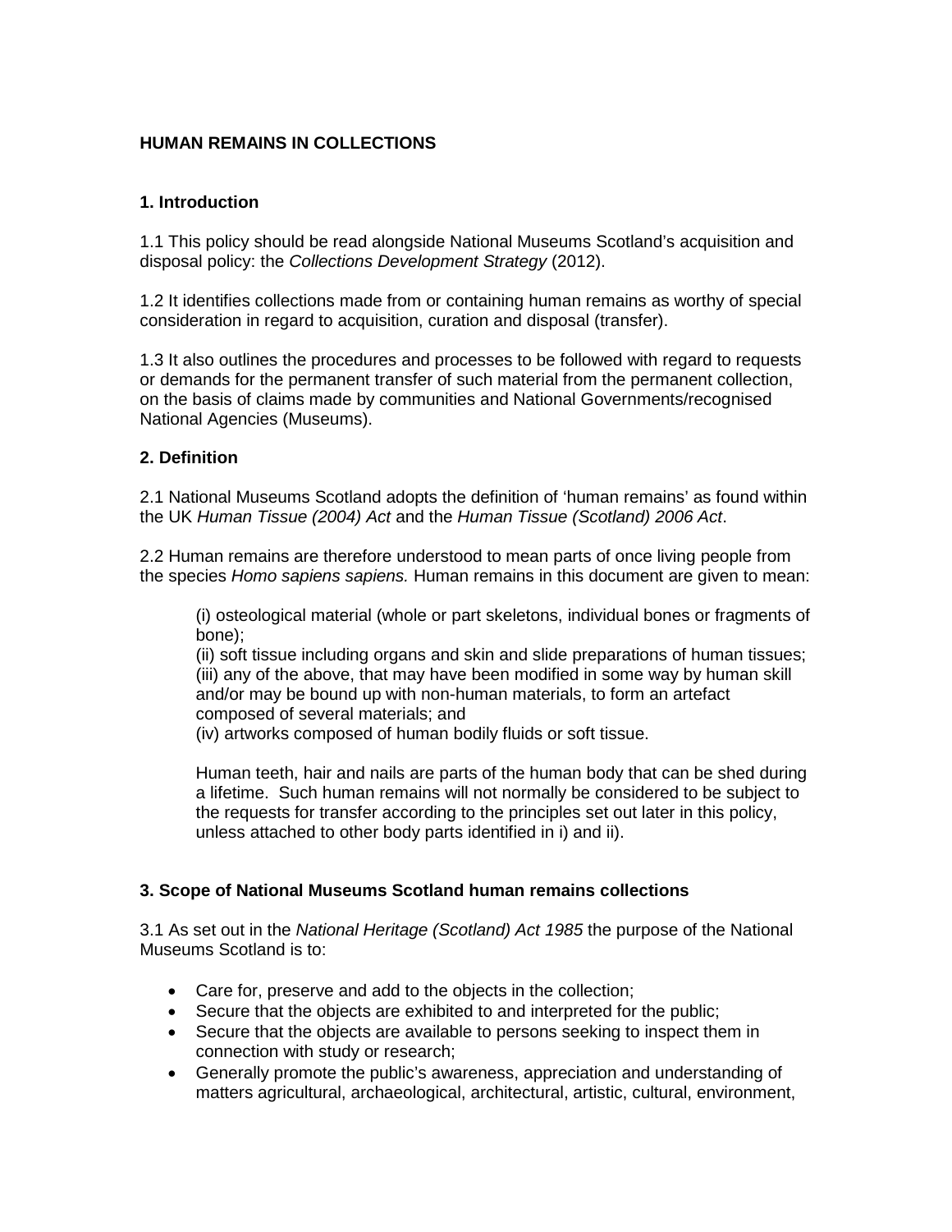**HUMAN REMAINS IN COLLECTIONS**

**1. Introduction**

1.1 This policy should be read alongside National Museums Scotland's acquisition and disposal policy: the *Collections Development Strategy* (2012).

1.2 It identifies collections made from or containing human remains as worthy of special consideration in regard to acquisition, curation and disposal (transfer).

1.3 It also outlines the procedures and processes to be followed with regard to requests or demands for the permanent transfer of such material from the permanent collection, on the basis of claims made by communities and National Governments/recognised National Agencies (Museums).

**2. Definition**

2.1 National Museums Scotland adopts the definition of 'human remains' as found within the UK *Human Tissue (2004) Act* and the *Human Tissue (Scotland) 2006 Act*.

2.2 Human remains are therefore understood to mean parts of once living people from the species *Homo sapiens sapiens.* Human remains in this document are given to mean:

> (i) osteological material (whole or part skeletons, individual bones or fragments of bone);
> (ii) soft tissue including organs and skin and slide preparations of human tissues;
> (iii) any of the above, that may have been modified in some way by human skill and/or may be bound up with non-human materials, to form an artefact composed of several materials; and
> (iv) artworks composed of human bodily fluids or soft tissue.
>
> Human teeth, hair and nails are parts of the human body that can be shed during a lifetime. Such human remains will not normally be considered to be subject to the requests for transfer according to the principles set out later in this policy, unless attached to other body parts identified in i) and ii).

**3. Scope of National Museums Scotland human remains collections**

3.1 As set out in the *National Heritage (Scotland) Act 1985* the purpose of the National Museums Scotland is to:

- Care for, preserve and add to the objects in the collection;
- Secure that the objects are exhibited to and interpreted for the public;
- Secure that the objects are available to persons seeking to inspect them in connection with study or research;
- Generally promote the public's awareness, appreciation and understanding of matters agricultural, archaeological, architectural, artistic, cultural, environment,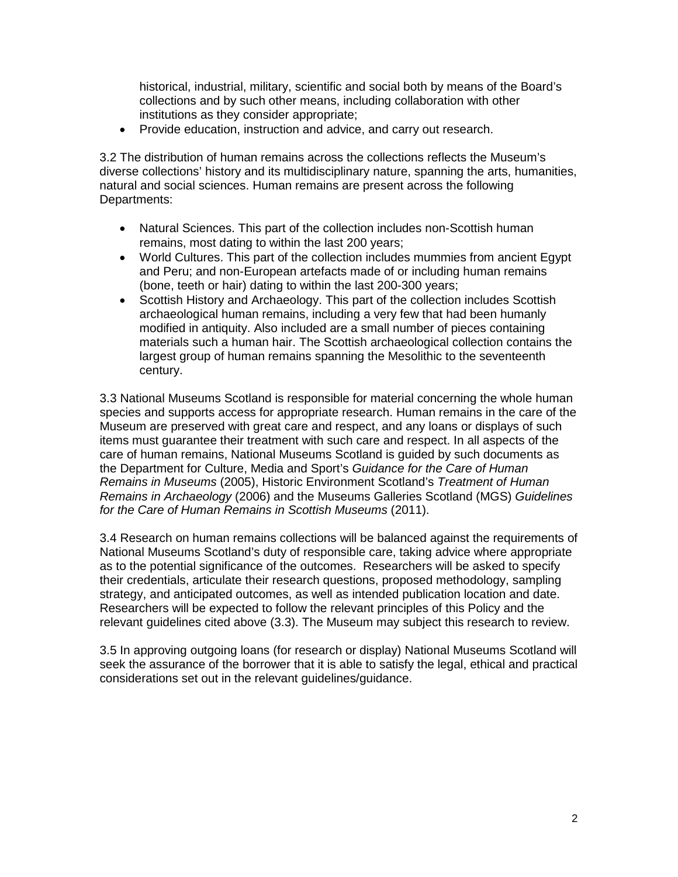historical, industrial, military, scientific and social both by means of the Board's collections and by such other means, including collaboration with other institutions as they consider appropriate;

- Provide education, instruction and advice, and carry out research.

3.2 The distribution of human remains across the collections reflects the Museum's diverse collections' history and its multidisciplinary nature, spanning the arts, humanities, natural and social sciences. Human remains are present across the following Departments:

- Natural Sciences. This part of the collection includes non-Scottish human remains, most dating to within the last 200 years;
- World Cultures. This part of the collection includes mummies from ancient Egypt and Peru; and non-European artefacts made of or including human remains (bone, teeth or hair) dating to within the last 200-300 years;
- Scottish History and Archaeology. This part of the collection includes Scottish archaeological human remains, including a very few that had been humanly modified in antiquity. Also included are a small number of pieces containing materials such a human hair. The Scottish archaeological collection contains the largest group of human remains spanning the Mesolithic to the seventeenth century.

3.3 National Museums Scotland is responsible for material concerning the whole human species and supports access for appropriate research. Human remains in the care of the Museum are preserved with great care and respect, and any loans or displays of such items must guarantee their treatment with such care and respect. In all aspects of the care of human remains, National Museums Scotland is guided by such documents as the Department for Culture, Media and Sport's *Guidance for the Care of Human Remains in Museums* (2005), Historic Environment Scotland's *Treatment of Human Remains in Archaeology* (2006) and the Museums Galleries Scotland (MGS) *Guidelines for the Care of Human Remains in Scottish Museums* (2011).

3.4 Research on human remains collections will be balanced against the requirements of National Museums Scotland's duty of responsible care, taking advice where appropriate as to the potential significance of the outcomes. Researchers will be asked to specify their credentials, articulate their research questions, proposed methodology, sampling strategy, and anticipated outcomes, as well as intended publication location and date. Researchers will be expected to follow the relevant principles of this Policy and the relevant guidelines cited above (3.3). The Museum may subject this research to review.

3.5 In approving outgoing loans (for research or display) National Museums Scotland will seek the assurance of the borrower that it is able to satisfy the legal, ethical and practical considerations set out in the relevant guidelines/guidance.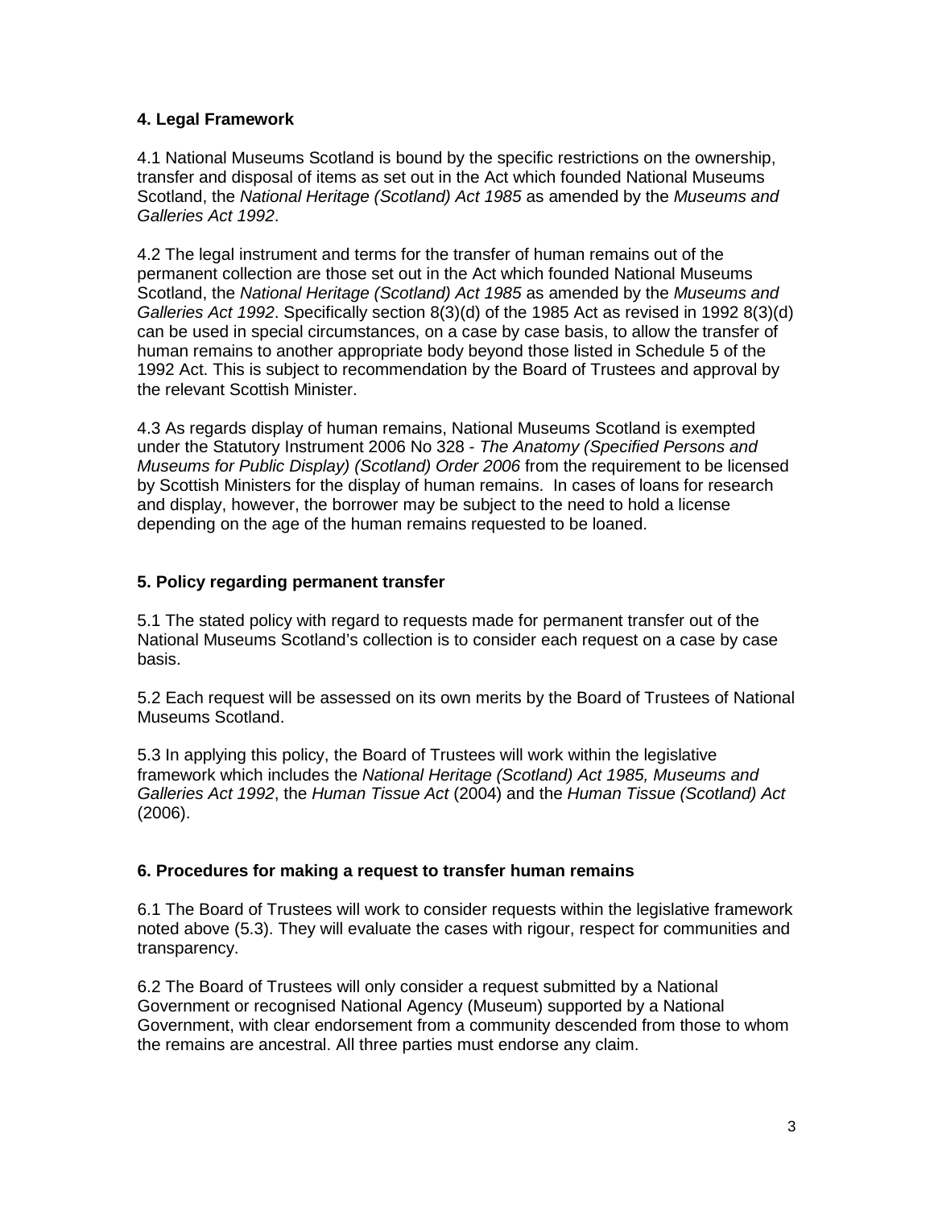## 4. Legal Framework

4.1 National Museums Scotland is bound by the specific restrictions on the ownership, transfer and disposal of items as set out in the Act which founded National Museums Scotland, the *National Heritage (Scotland) Act 1985* as amended by the *Museums and Galleries Act 1992*.

4.2 The legal instrument and terms for the transfer of human remains out of the permanent collection are those set out in the Act which founded National Museums Scotland, the *National Heritage (Scotland) Act 1985* as amended by the *Museums and Galleries Act 1992*. Specifically section 8(3)(d) of the 1985 Act as revised in 1992 8(3)(d) can be used in special circumstances, on a case by case basis, to allow the transfer of human remains to another appropriate body beyond those listed in Schedule 5 of the 1992 Act. This is subject to recommendation by the Board of Trustees and approval by the relevant Scottish Minister.

4.3 As regards display of human remains, National Museums Scotland is exempted under the Statutory Instrument 2006 No 328 - *The Anatomy (Specified Persons and Museums for Public Display) (Scotland) Order 2006* from the requirement to be licensed by Scottish Ministers for the display of human remains. In cases of loans for research and display, however, the borrower may be subject to the need to hold a license depending on the age of the human remains requested to be loaned.

## 5. Policy regarding permanent transfer

5.1 The stated policy with regard to requests made for permanent transfer out of the National Museums Scotland's collection is to consider each request on a case by case basis.

5.2 Each request will be assessed on its own merits by the Board of Trustees of National Museums Scotland.

5.3 In applying this policy, the Board of Trustees will work within the legislative framework which includes the *National Heritage (Scotland) Act 1985, Museums and Galleries Act 1992*, the *Human Tissue Act* (2004) and the *Human Tissue (Scotland) Act* (2006).

## 6. Procedures for making a request to transfer human remains

6.1 The Board of Trustees will work to consider requests within the legislative framework noted above (5.3). They will evaluate the cases with rigour, respect for communities and transparency.

6.2 The Board of Trustees will only consider a request submitted by a National Government or recognised National Agency (Museum) supported by a National Government, with clear endorsement from a community descended from those to whom the remains are ancestral. All three parties must endorse any claim.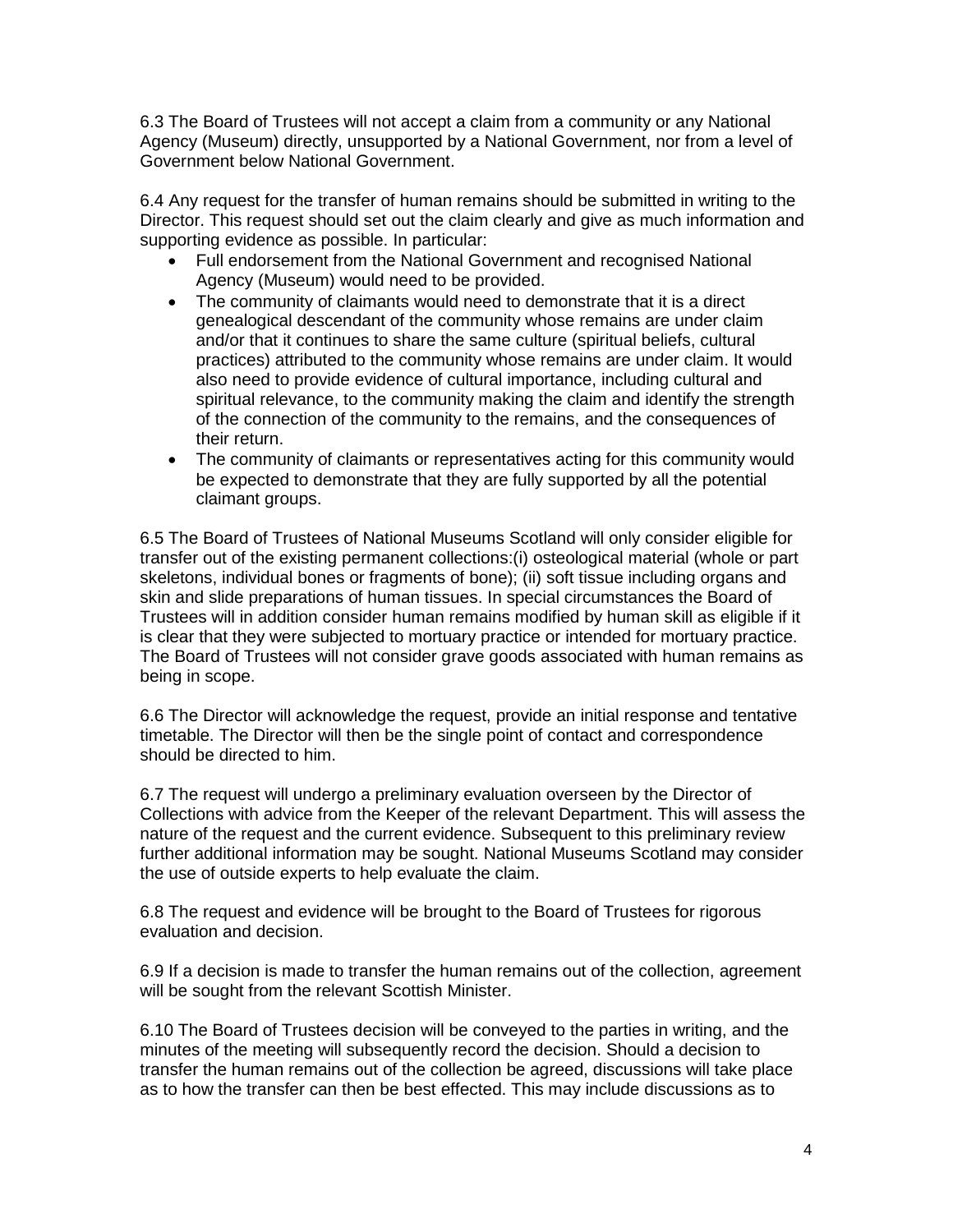6.3 The Board of Trustees will not accept a claim from a community or any National Agency (Museum) directly, unsupported by a National Government, nor from a level of Government below National Government.

6.4 Any request for the transfer of human remains should be submitted in writing to the Director. This request should set out the claim clearly and give as much information and supporting evidence as possible. In particular:

- Full endorsement from the National Government and recognised National Agency (Museum) would need to be provided.
- The community of claimants would need to demonstrate that it is a direct genealogical descendant of the community whose remains are under claim and/or that it continues to share the same culture (spiritual beliefs, cultural practices) attributed to the community whose remains are under claim. It would also need to provide evidence of cultural importance, including cultural and spiritual relevance, to the community making the claim and identify the strength of the connection of the community to the remains, and the consequences of their return.
- The community of claimants or representatives acting for this community would be expected to demonstrate that they are fully supported by all the potential claimant groups.

6.5 The Board of Trustees of National Museums Scotland will only consider eligible for transfer out of the existing permanent collections:(i) osteological material (whole or part skeletons, individual bones or fragments of bone); (ii) soft tissue including organs and skin and slide preparations of human tissues. In special circumstances the Board of Trustees will in addition consider human remains modified by human skill as eligible if it is clear that they were subjected to mortuary practice or intended for mortuary practice. The Board of Trustees will not consider grave goods associated with human remains as being in scope.

6.6 The Director will acknowledge the request, provide an initial response and tentative timetable. The Director will then be the single point of contact and correspondence should be directed to him.

6.7 The request will undergo a preliminary evaluation overseen by the Director of Collections with advice from the Keeper of the relevant Department. This will assess the nature of the request and the current evidence. Subsequent to this preliminary review further additional information may be sought. National Museums Scotland may consider the use of outside experts to help evaluate the claim.

6.8 The request and evidence will be brought to the Board of Trustees for rigorous evaluation and decision.

6.9 If a decision is made to transfer the human remains out of the collection, agreement will be sought from the relevant Scottish Minister.

6.10 The Board of Trustees decision will be conveyed to the parties in writing, and the minutes of the meeting will subsequently record the decision. Should a decision to transfer the human remains out of the collection be agreed, discussions will take place as to how the transfer can then be best effected. This may include discussions as to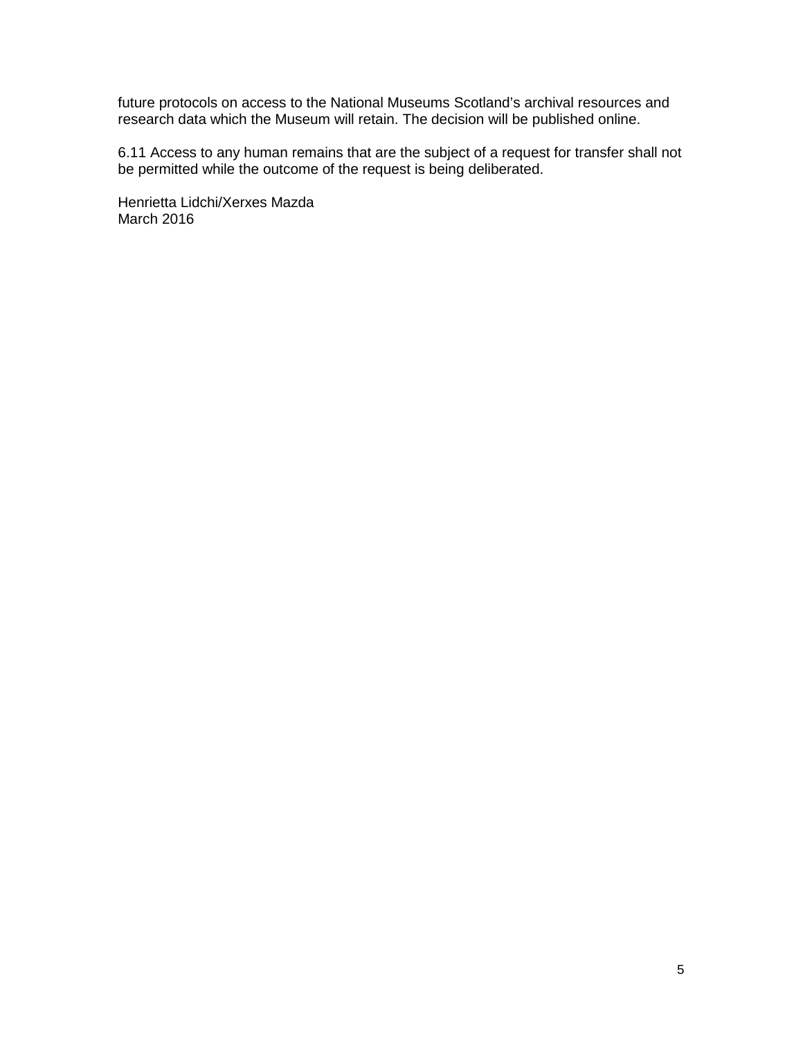future protocols on access to the National Museums Scotland's archival resources and research data which the Museum will retain. The decision will be published online.

6.11 Access to any human remains that are the subject of a request for transfer shall not be permitted while the outcome of the request is being deliberated.

Henrietta Lidchi/Xerxes Mazda
March 2016